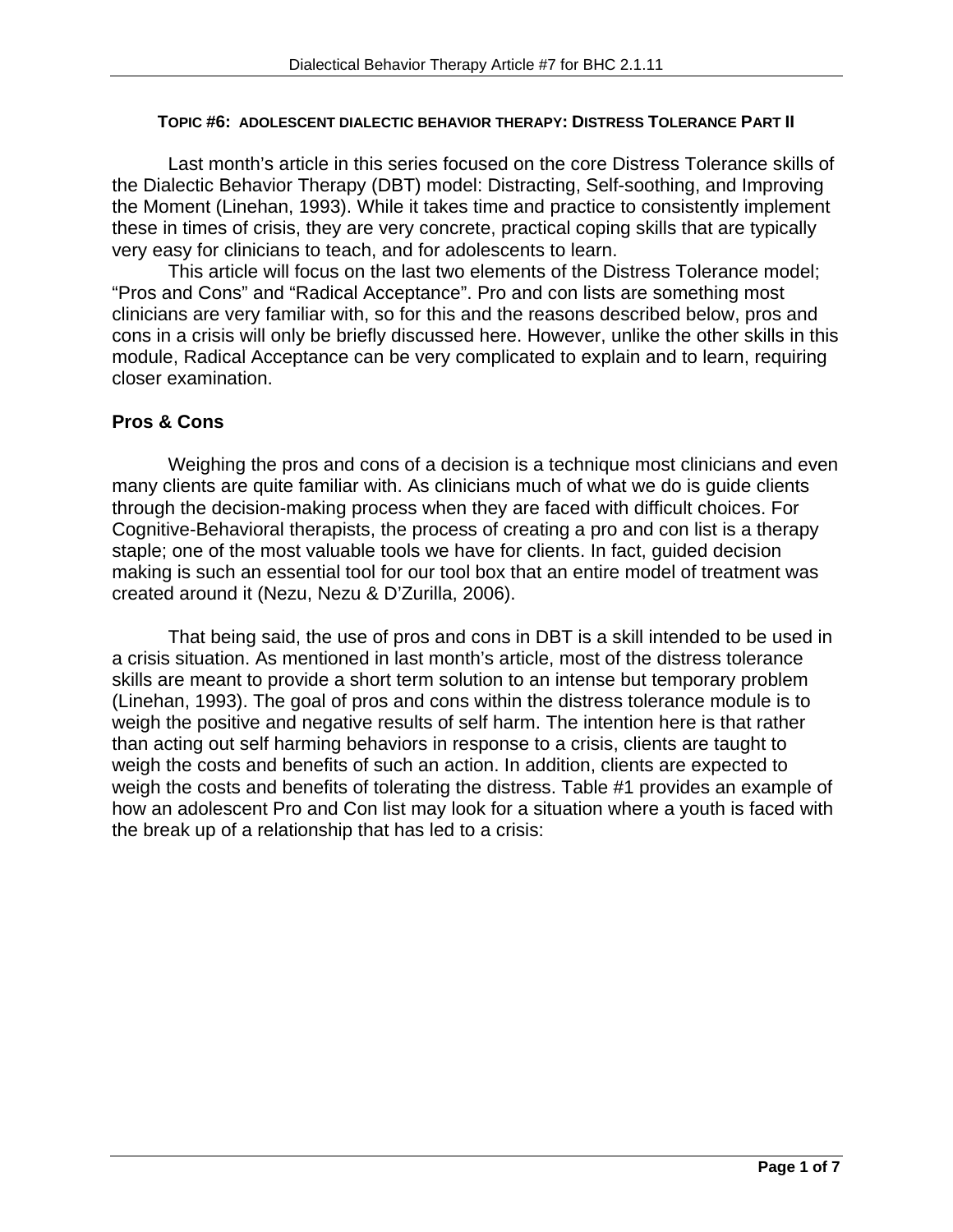## TOPIC #6: ADOLESCENT DIALECTIC BEHAVIOR THERAPY: DISTRESS TOLERANCE PART II

Last month's article in this series focused on the core Distress Tolerance skills of the Dialectic Behavior Therapy (DBT) model: Distracting, Self-soothing, and Improving the Moment (Linehan, 1993). While it takes time and practice to consistently implement these in times of crisis, they are very concrete, practical coping skills that are typically very easy for clinicians to teach, and for adolescents to learn.

This article will focus on the last two elements of the Distress Tolerance model; "Pros and Cons" and "Radical Acceptance". Pro and con lists are something most clinicians are very familiar with, so for this and the reasons described below, pros and cons in a crisis will only be briefly discussed here. However, unlike the other skills in this module, Radical Acceptance can be very complicated to explain and to learn, requiring closer examination.

### Pros & Cons

Weighing the pros and cons of a decision is a technique most clinicians and even many clients are quite familiar with. As clinicians much of what we do is guide clients through the decision-making process when they are faced with difficult choices. For Cognitive-Behavioral therapists, the process of creating a pro and con list is a therapy staple; one of the most valuable tools we have for clients. In fact, guided decision making is such an essential tool for our tool box that an entire model of treatment was created around it (Nezu, Nezu & D'Zurilla, 2006).

That being said, the use of pros and cons in DBT is a skill intended to be used in a crisis situation. As mentioned in last month's article, most of the distress tolerance skills are meant to provide a short term solution to an intense but temporary problem (Linehan, 1993). The goal of pros and cons within the distress tolerance module is to weigh the positive and negative results of self harm. The intention here is that rather than acting out self harming behaviors in response to a crisis, clients are taught to weigh the costs and benefits of such an action. In addition, clients are expected to weigh the costs and benefits of tolerating the distress. Table #1 provides an example of how an adolescent Pro and Con list may look for a situation where a youth is faced with the break up of a relationship that has led to a crisis: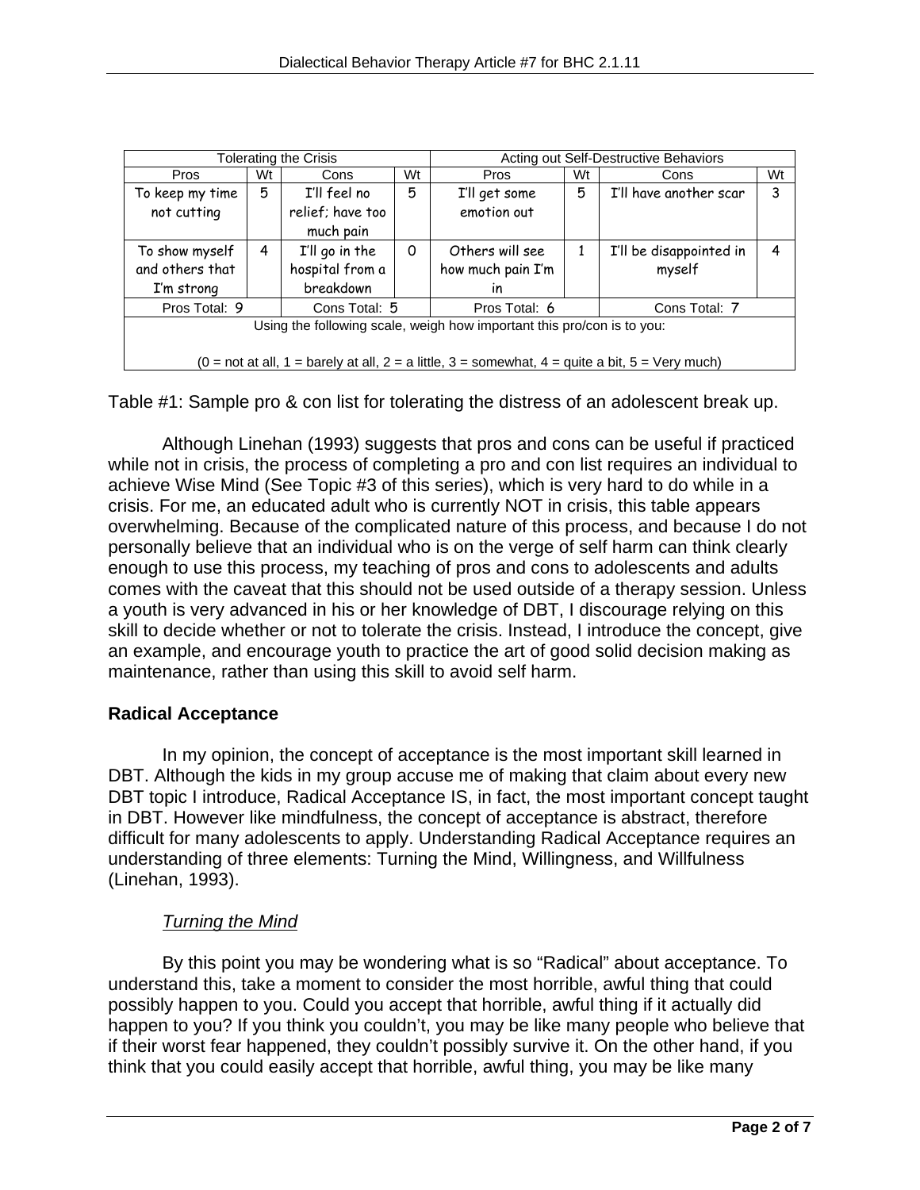| Tolerating the Crisis | | | | Acting out Self-Destructive Behaviors | | | |
|---|---|---|---|---|---|---|---|
| Pros | Wt | Cons | Wt | Pros | Wt | Cons | Wt |
| To keep my time not cutting | 5 | I'll feel no relief; have too much pain | 5 | I'll get some emotion out | 5 | I'll have another scar | 3 |
| To show myself and others that I'm strong | 4 | I'll go in the hospital from a breakdown | 0 | Others will see how much pain I'm in | 1 | I'll be disappointed in myself | 4 |
| Pros Total: 9 | | Cons Total: 5 | | Pros Total: 6 | | Cons Total: 7 | |
| Using the following scale, weigh how important this pro/con is to you: (0 = not at all, 1 = barely at all, 2 = a little, 3 = somewhat, 4 = quite a bit, 5 = Very much) | | | | | | | |

Table #1: Sample pro & con list for tolerating the distress of an adolescent break up.

Although Linehan (1993) suggests that pros and cons can be useful if practiced while not in crisis, the process of completing a pro and con list requires an individual to achieve Wise Mind (See Topic #3 of this series), which is very hard to do while in a crisis. For me, an educated adult who is currently NOT in crisis, this table appears overwhelming. Because of the complicated nature of this process, and because I do not personally believe that an individual who is on the verge of self harm can think clearly enough to use this process, my teaching of pros and cons to adolescents and adults comes with the caveat that this should not be used outside of a therapy session. Unless a youth is very advanced in his or her knowledge of DBT, I discourage relying on this skill to decide whether or not to tolerate the crisis. Instead, I introduce the concept, give an example, and encourage youth to practice the art of good solid decision making as maintenance, rather than using this skill to avoid self harm.

**Radical Acceptance**

In my opinion, the concept of acceptance is the most important skill learned in DBT. Although the kids in my group accuse me of making that claim about every new DBT topic I introduce, Radical Acceptance IS, in fact, the most important concept taught in DBT. However like mindfulness, the concept of acceptance is abstract, therefore difficult for many adolescents to apply. Understanding Radical Acceptance requires an understanding of three elements: Turning the Mind, Willingness, and Willfulness (Linehan, 1993).

*Turning the Mind*

By this point you may be wondering what is so "Radical" about acceptance. To understand this, take a moment to consider the most horrible, awful thing that could possibly happen to you. Could you accept that horrible, awful thing if it actually did happen to you? If you think you couldn't, you may be like many people who believe that if their worst fear happened, they couldn't possibly survive it. On the other hand, if you think that you could easily accept that horrible, awful thing, you may be like many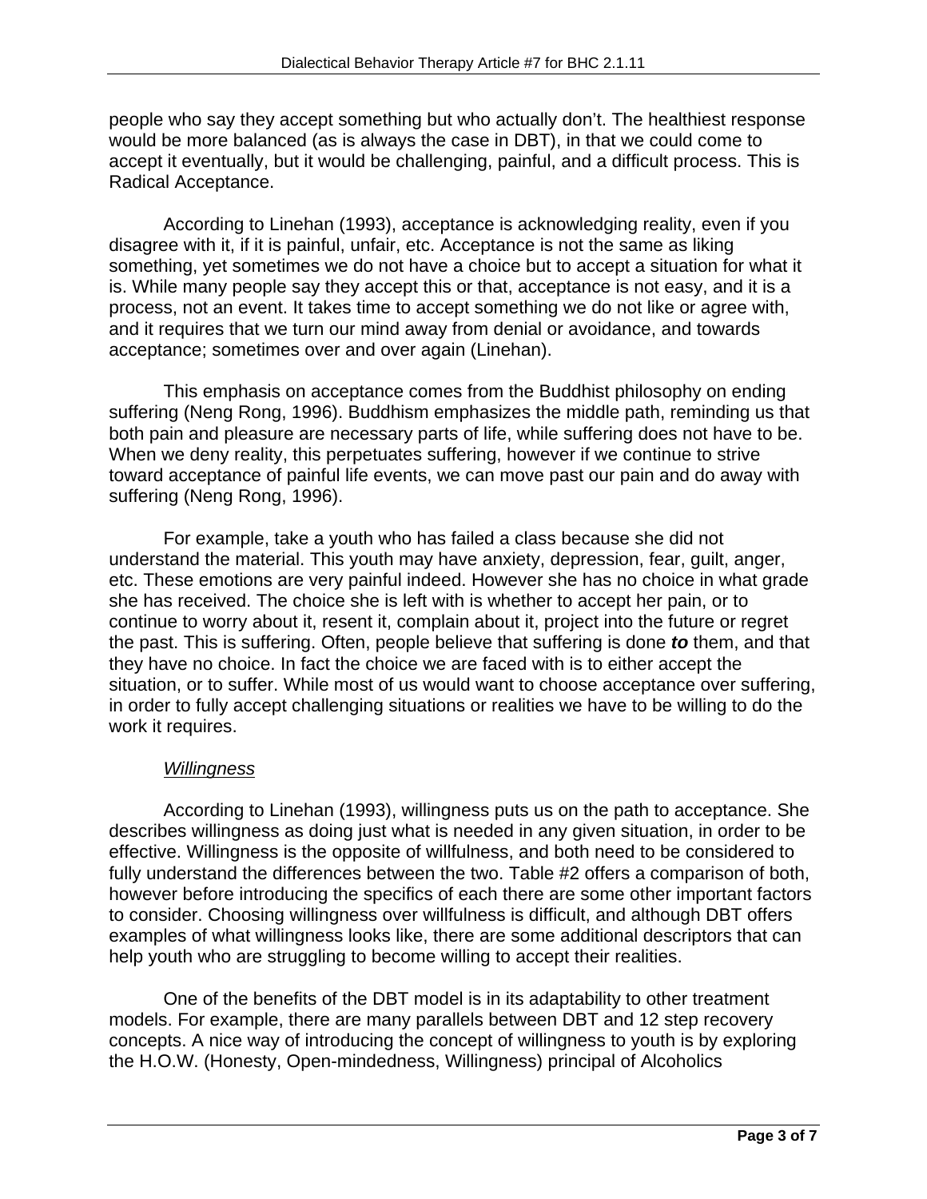people who say they accept something but who actually don't. The healthiest response would be more balanced (as is always the case in DBT), in that we could come to accept it eventually, but it would be challenging, painful, and a difficult process. This is Radical Acceptance.

According to Linehan (1993), acceptance is acknowledging reality, even if you disagree with it, if it is painful, unfair, etc. Acceptance is not the same as liking something, yet sometimes we do not have a choice but to accept a situation for what it is. While many people say they accept this or that, acceptance is not easy, and it is a process, not an event. It takes time to accept something we do not like or agree with, and it requires that we turn our mind away from denial or avoidance, and towards acceptance; sometimes over and over again (Linehan).

This emphasis on acceptance comes from the Buddhist philosophy on ending suffering (Neng Rong, 1996). Buddhism emphasizes the middle path, reminding us that both pain and pleasure are necessary parts of life, while suffering does not have to be. When we deny reality, this perpetuates suffering, however if we continue to strive toward acceptance of painful life events, we can move past our pain and do away with suffering (Neng Rong, 1996).

For example, take a youth who has failed a class because she did not understand the material. This youth may have anxiety, depression, fear, guilt, anger, etc. These emotions are very painful indeed. However she has no choice in what grade she has received. The choice she is left with is whether to accept her pain, or to continue to worry about it, resent it, complain about it, project into the future or regret the past. This is suffering. Often, people believe that suffering is done ***to*** them, and that they have no choice. In fact the choice we are faced with is to either accept the situation, or to suffer. While most of us would want to choose acceptance over suffering, in order to fully accept challenging situations or realities we have to be willing to do the work it requires.

*Willingness*

According to Linehan (1993), willingness puts us on the path to acceptance. She describes willingness as doing just what is needed in any given situation, in order to be effective. Willingness is the opposite of willfulness, and both need to be considered to fully understand the differences between the two. Table #2 offers a comparison of both, however before introducing the specifics of each there are some other important factors to consider. Choosing willingness over willfulness is difficult, and although DBT offers examples of what willingness looks like, there are some additional descriptors that can help youth who are struggling to become willing to accept their realities.

One of the benefits of the DBT model is in its adaptability to other treatment models. For example, there are many parallels between DBT and 12 step recovery concepts. A nice way of introducing the concept of willingness to youth is by exploring the H.O.W. (Honesty, Open-mindedness, Willingness) principal of Alcoholics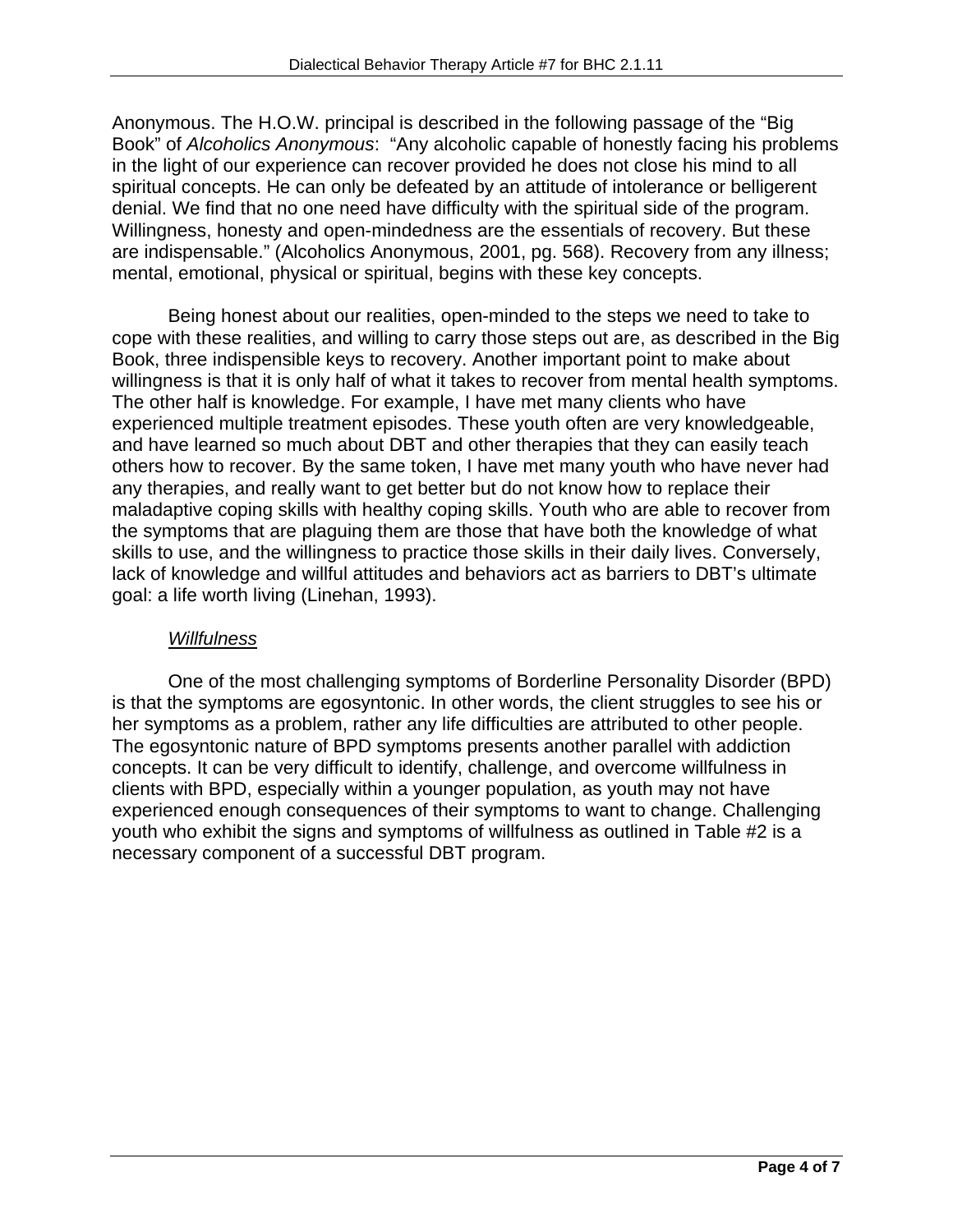Anonymous. The H.O.W. principal is described in the following passage of the "Big Book" of *Alcoholics Anonymous*: "Any alcoholic capable of honestly facing his problems in the light of our experience can recover provided he does not close his mind to all spiritual concepts. He can only be defeated by an attitude of intolerance or belligerent denial. We find that no one need have difficulty with the spiritual side of the program. Willingness, honesty and open-mindedness are the essentials of recovery. But these are indispensable." (Alcoholics Anonymous, 2001, pg. 568). Recovery from any illness; mental, emotional, physical or spiritual, begins with these key concepts.

Being honest about our realities, open-minded to the steps we need to take to cope with these realities, and willing to carry those steps out are, as described in the Big Book, three indispensible keys to recovery. Another important point to make about willingness is that it is only half of what it takes to recover from mental health symptoms. The other half is knowledge. For example, I have met many clients who have experienced multiple treatment episodes. These youth often are very knowledgeable, and have learned so much about DBT and other therapies that they can easily teach others how to recover. By the same token, I have met many youth who have never had any therapies, and really want to get better but do not know how to replace their maladaptive coping skills with healthy coping skills. Youth who are able to recover from the symptoms that are plaguing them are those that have both the knowledge of what skills to use, and the willingness to practice those skills in their daily lives. Conversely, lack of knowledge and willful attitudes and behaviors act as barriers to DBT's ultimate goal: a life worth living (Linehan, 1993).

*Willfulness*

One of the most challenging symptoms of Borderline Personality Disorder (BPD) is that the symptoms are egosyntonic. In other words, the client struggles to see his or her symptoms as a problem, rather any life difficulties are attributed to other people. The egosyntonic nature of BPD symptoms presents another parallel with addiction concepts. It can be very difficult to identify, challenge, and overcome willfulness in clients with BPD, especially within a younger population, as youth may not have experienced enough consequences of their symptoms to want to change. Challenging youth who exhibit the signs and symptoms of willfulness as outlined in Table #2 is a necessary component of a successful DBT program.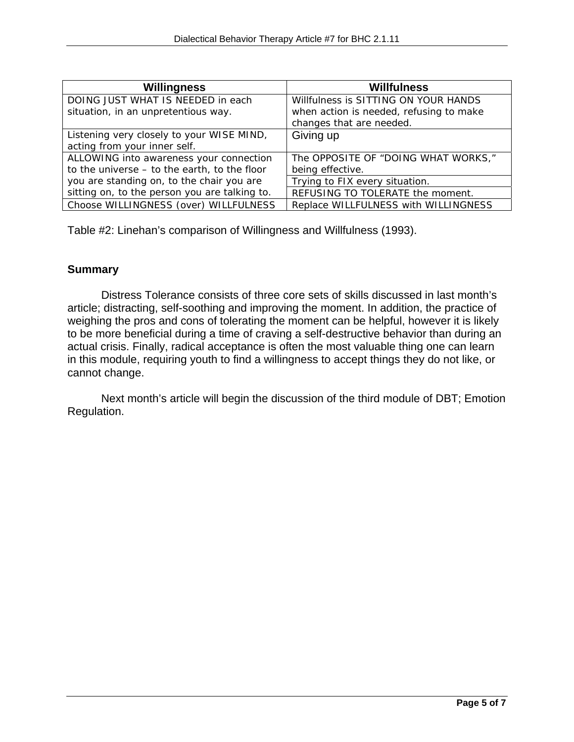| Willingness | Willfulness |
| --- | --- |
| DOING JUST WHAT IS NEEDED in each situation, in an unpretentious way. | Willfulness is SITTING ON YOUR HANDS when action is needed, refusing to make changes that are needed. |
| Listening very closely to your WISE MIND, acting from your inner self. | Giving up |
| ALLOWING into awareness your connection to the universe – to the earth, to the floor you are standing on, to the chair you are sitting on, to the person you are talking to. | The OPPOSITE OF "DOING WHAT WORKS," being effective. |
| | Trying to FIX every situation. |
| | REFUSING TO TOLERATE the moment. |
| Choose WILLINGNESS (over) WILLFULNESS | Replace WILLFULNESS with WILLINGNESS |

Table #2: Linehan's comparison of Willingness and Willfulness (1993).

**Summary**

Distress Tolerance consists of three core sets of skills discussed in last month's article; distracting, self-soothing and improving the moment. In addition, the practice of weighing the pros and cons of tolerating the moment can be helpful, however it is likely to be more beneficial during a time of craving a self-destructive behavior than during an actual crisis. Finally, radical acceptance is often the most valuable thing one can learn in this module, requiring youth to find a willingness to accept things they do not like, or cannot change.

Next month's article will begin the discussion of the third module of DBT; Emotion Regulation.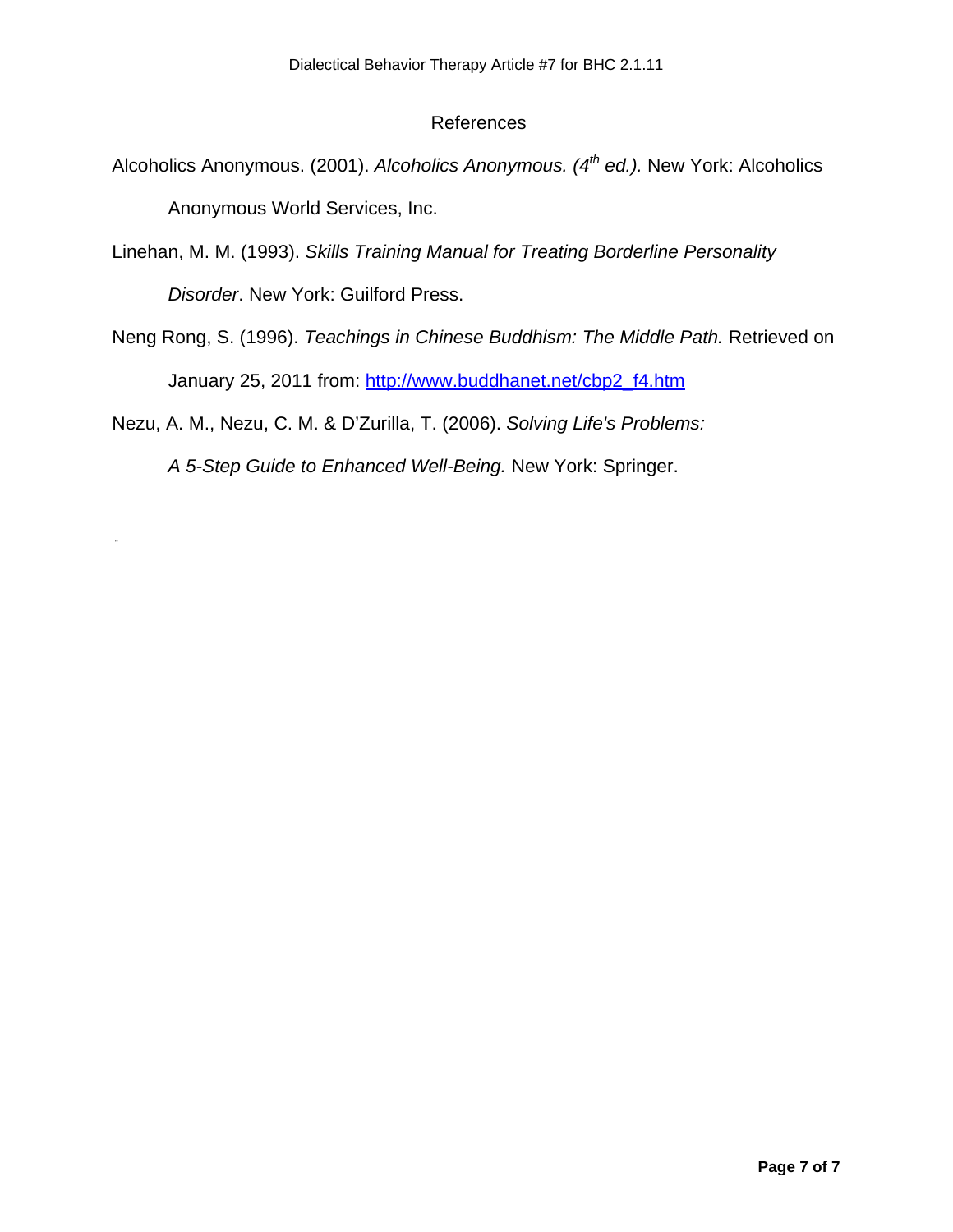## References

Alcoholics Anonymous. (2001). *Alcoholics Anonymous. (4th ed.).* New York: Alcoholics Anonymous World Services, Inc.

Linehan, M. M. (1993). *Skills Training Manual for Treating Borderline Personality Disorder*. New York: Guilford Press.

Neng Rong, S. (1996). *Teachings in Chinese Buddhism: The Middle Path.* Retrieved on January 25, 2011 from: http://www.buddhanet.net/cbp2_f4.htm

Nezu, A. M., Nezu, C. M. & D'Zurilla, T. (2006). *Solving Life's Problems: A 5-Step Guide to Enhanced Well-Being.* New York: Springer.